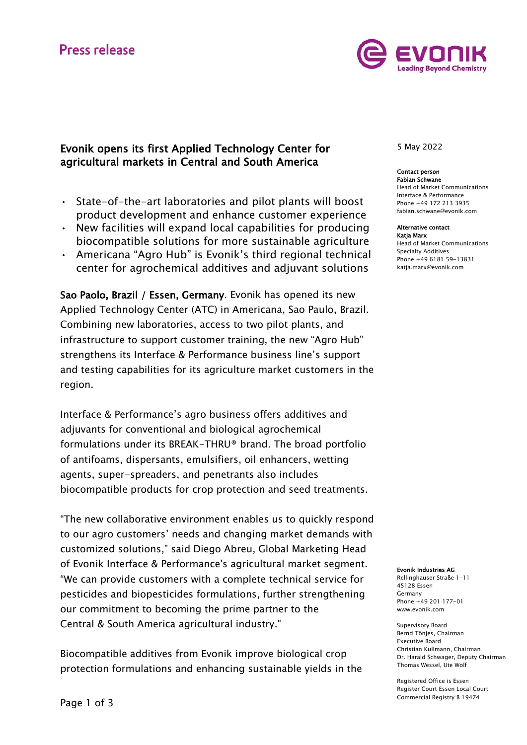Press release

# Evonik opens its first Applied Technology Center for agricultural markets in Central and South America

- State-of-the-art laboratories and pilot plants will boost product development and enhance customer experience
- New facilities will expand local capabilities for producing biocompatible solutions for more sustainable agriculture
- Americana "Agro Hub" is Evonik's third regional technical center for agrochemical additives and adjuvant solutions

**Sao Paolo, Brazil / Essen, Germany**. Evonik has opened its new Applied Technology Center (ATC) in Americana, Sao Paulo, Brazil. Combining new laboratories, access to two pilot plants, and infrastructure to support customer training, the new "Agro Hub" strengthens its Interface & Performance business line's support and testing capabilities for its agriculture market customers in the region.

Interface & Performance's agro business offers additives and adjuvants for conventional and biological agrochemical formulations under its BREAK-THRU® brand. The broad portfolio of antifoams, dispersants, emulsifiers, oil enhancers, wetting agents, super-spreaders, and penetrants also includes biocompatible products for crop protection and seed treatments.

"The new collaborative environment enables us to quickly respond to our agro customers' needs and changing market demands with customized solutions," said Diego Abreu, Global Marketing Head of Evonik Interface & Performance's agricultural market segment. "We can provide customers with a complete technical service for pesticides and biopesticides formulations, further strengthening our commitment to becoming the prime partner to the Central & South America agricultural industry."

Biocompatible additives from Evonik improve biological crop protection formulations and enhancing sustainable yields in the

5 May 2022

**Contact person**
**Fabian Schwane**
Head of Market Communications
Interface & Performance
Phone +49 172 213 3935
fabian.schwane@evonik.com

**Alternative contact**
**Katja Marx**
Head of Market Communications
Specialty Additives
Phone +49 6181 59-13831
katja.marx@evonik.com

**Evonik Industries AG**
Rellinghauser Straße 1-11
45128 Essen
Germany
Phone +49 201 177-01
www.evonik.com

Supervisory Board
Bernd Tönjes, Chairman
Executive Board
Christian Kullmann, Chairman
Dr. Harald Schwager, Deputy Chairman
Thomas Wessel, Ute Wolf

Registered Office is Essen
Register Court Essen Local Court
Commercial Registry B 19474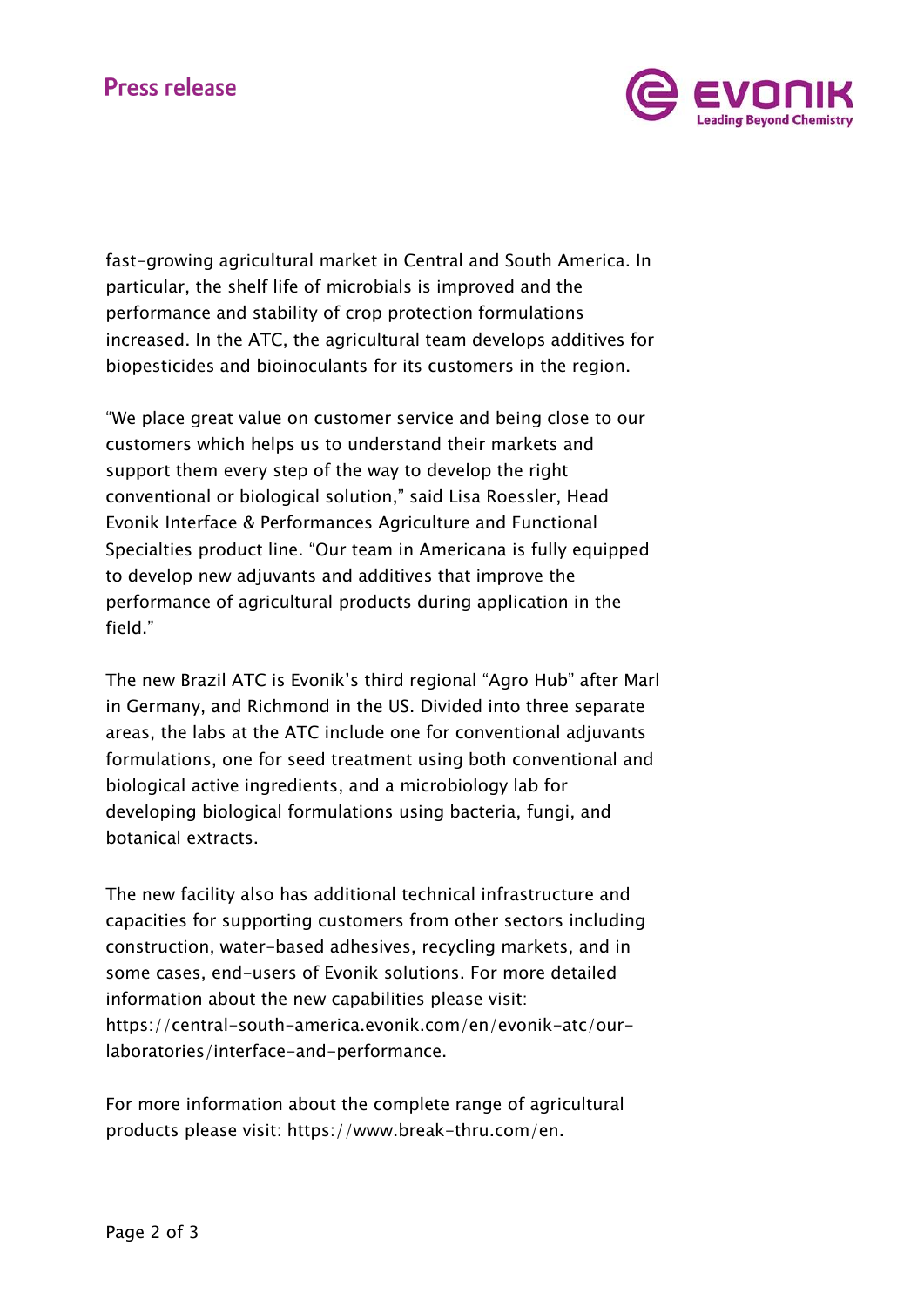fast-growing agricultural market in Central and South America. In particular, the shelf life of microbials is improved and the performance and stability of crop protection formulations increased. In the ATC, the agricultural team develops additives for biopesticides and bioinoculants for its customers in the region.

"We place great value on customer service and being close to our customers which helps us to understand their markets and support them every step of the way to develop the right conventional or biological solution," said Lisa Roessler, Head Evonik Interface & Performances Agriculture and Functional Specialties product line. "Our team in Americana is fully equipped to develop new adjuvants and additives that improve the performance of agricultural products during application in the field."

The new Brazil ATC is Evonik's third regional "Agro Hub" after Marl in Germany, and Richmond in the US. Divided into three separate areas, the labs at the ATC include one for conventional adjuvants formulations, one for seed treatment using both conventional and biological active ingredients, and a microbiology lab for developing biological formulations using bacteria, fungi, and botanical extracts.

The new facility also has additional technical infrastructure and capacities for supporting customers from other sectors including construction, water-based adhesives, recycling markets, and in some cases, end-users of Evonik solutions. For more detailed information about the new capabilities please visit: https://central-south-america.evonik.com/en/evonik-atc/our-laboratories/interface-and-performance.

For more information about the complete range of agricultural products please visit: https://www.break-thru.com/en.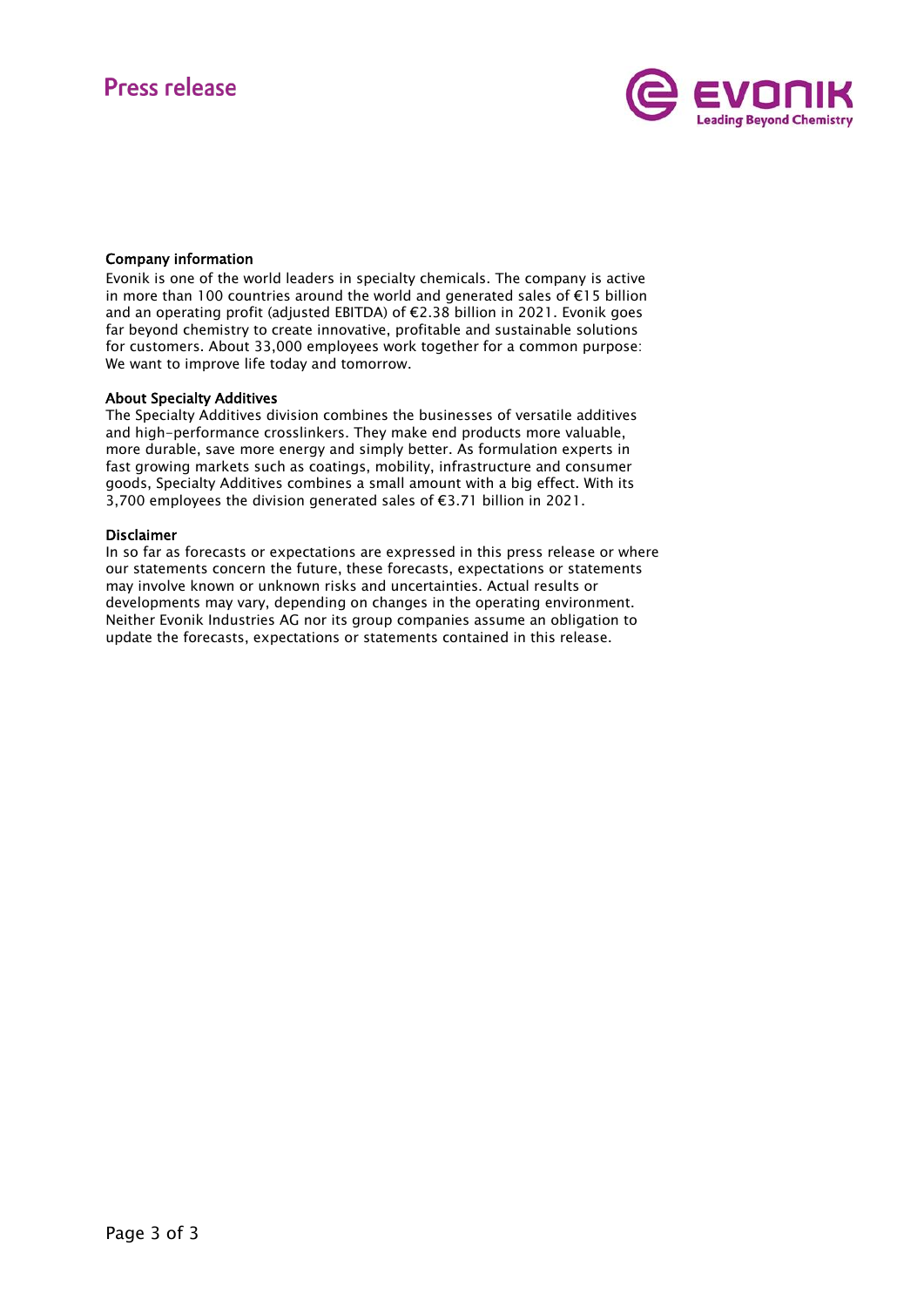**Company information**

Evonik is one of the world leaders in specialty chemicals. The company is active in more than 100 countries around the world and generated sales of €15 billion and an operating profit (adjusted EBITDA) of €2.38 billion in 2021. Evonik goes far beyond chemistry to create innovative, profitable and sustainable solutions for customers. About 33,000 employees work together for a common purpose: We want to improve life today and tomorrow.

**About Specialty Additives**

The Specialty Additives division combines the businesses of versatile additives and high-performance crosslinkers. They make end products more valuable, more durable, save more energy and simply better. As formulation experts in fast growing markets such as coatings, mobility, infrastructure and consumer goods, Specialty Additives combines a small amount with a big effect. With its 3,700 employees the division generated sales of €3.71 billion in 2021.

**Disclaimer**

In so far as forecasts or expectations are expressed in this press release or where our statements concern the future, these forecasts, expectations or statements may involve known or unknown risks and uncertainties. Actual results or developments may vary, depending on changes in the operating environment. Neither Evonik Industries AG nor its group companies assume an obligation to update the forecasts, expectations or statements contained in this release.